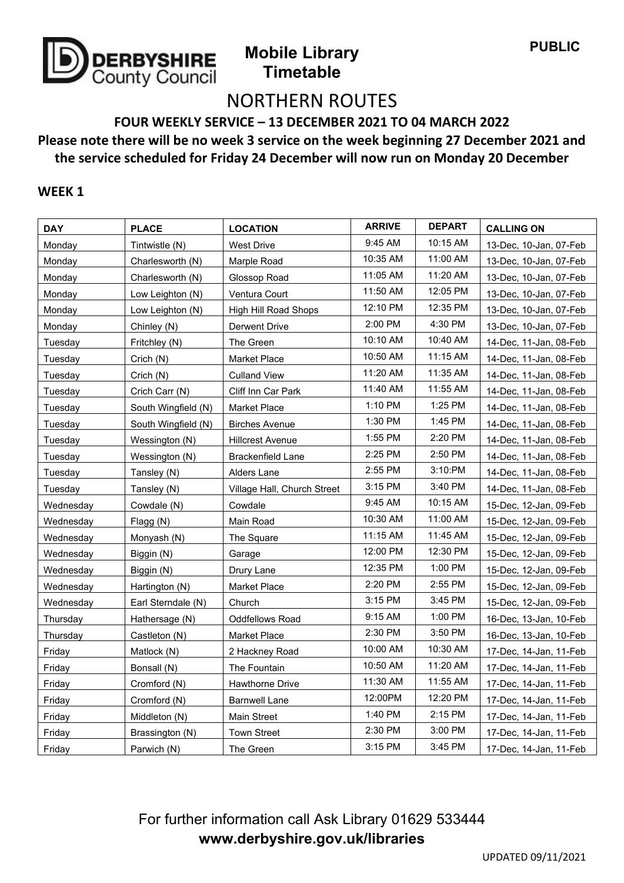DERBYSHIRE County Council

**PUBLIC**

# Mobile Library Timetable

# NORTHERN ROUTES

**FOUR WEEKLY SERVICE – 13 DECEMBER 2021 TO 04 MARCH 2022**

**Please note there will be no week 3 service on the week beginning 27 December 2021 and the service scheduled for Friday 24 December will now run on Monday 20 December**

## WEEK 1

| DAY | PLACE | LOCATION | ARRIVE | DEPART | CALLING ON |
|---|---|---|---|---|---|
| Monday | Tintwistle (N) | West Drive | 9:45 AM | 10:15 AM | 13-Dec, 10-Jan, 07-Feb |
| Monday | Charlesworth (N) | Marple Road | 10:35 AM | 11:00 AM | 13-Dec, 10-Jan, 07-Feb |
| Monday | Charlesworth (N) | Glossop Road | 11:05 AM | 11:20 AM | 13-Dec, 10-Jan, 07-Feb |
| Monday | Low Leighton (N) | Ventura Court | 11:50 AM | 12:05 PM | 13-Dec, 10-Jan, 07-Feb |
| Monday | Low Leighton (N) | High Hill Road Shops | 12:10 PM | 12:35 PM | 13-Dec, 10-Jan, 07-Feb |
| Monday | Chinley (N) | Derwent Drive | 2:00 PM | 4:30 PM | 13-Dec, 10-Jan, 07-Feb |
| Tuesday | Fritchley (N) | The Green | 10:10 AM | 10:40 AM | 14-Dec, 11-Jan, 08-Feb |
| Tuesday | Crich (N) | Market Place | 10:50 AM | 11:15 AM | 14-Dec, 11-Jan, 08-Feb |
| Tuesday | Crich (N) | Culland View | 11:20 AM | 11:35 AM | 14-Dec, 11-Jan, 08-Feb |
| Tuesday | Crich Carr (N) | Cliff Inn Car Park | 11:40 AM | 11:55 AM | 14-Dec, 11-Jan, 08-Feb |
| Tuesday | South Wingfield (N) | Market Place | 1:10 PM | 1:25 PM | 14-Dec, 11-Jan, 08-Feb |
| Tuesday | South Wingfield (N) | Birches Avenue | 1:30 PM | 1:45 PM | 14-Dec, 11-Jan, 08-Feb |
| Tuesday | Wessington (N) | Hillcrest Avenue | 1:55 PM | 2:20 PM | 14-Dec, 11-Jan, 08-Feb |
| Tuesday | Wessington (N) | Brackenfield Lane | 2:25 PM | 2:50 PM | 14-Dec, 11-Jan, 08-Feb |
| Tuesday | Tansley (N) | Alders Lane | 2:55 PM | 3:10:PM | 14-Dec, 11-Jan, 08-Feb |
| Tuesday | Tansley (N) | Village Hall, Church Street | 3:15 PM | 3:40 PM | 14-Dec, 11-Jan, 08-Feb |
| Wednesday | Cowdale (N) | Cowdale | 9:45 AM | 10:15 AM | 15-Dec, 12-Jan, 09-Feb |
| Wednesday | Flagg (N) | Main Road | 10:30 AM | 11:00 AM | 15-Dec, 12-Jan, 09-Feb |
| Wednesday | Monyash (N) | The Square | 11:15 AM | 11:45 AM | 15-Dec, 12-Jan, 09-Feb |
| Wednesday | Biggin (N) | Garage | 12:00 PM | 12:30 PM | 15-Dec, 12-Jan, 09-Feb |
| Wednesday | Biggin (N) | Drury Lane | 12:35 PM | 1:00 PM | 15-Dec, 12-Jan, 09-Feb |
| Wednesday | Hartington (N) | Market Place | 2:20 PM | 2:55 PM | 15-Dec, 12-Jan, 09-Feb |
| Wednesday | Earl Sterndale (N) | Church | 3:15 PM | 3:45 PM | 15-Dec, 12-Jan, 09-Feb |
| Thursday | Hathersage (N) | Oddfellows Road | 9:15 AM | 1:00 PM | 16-Dec, 13-Jan, 10-Feb |
| Thursday | Castleton (N) | Market Place | 2:30 PM | 3:50 PM | 16-Dec, 13-Jan, 10-Feb |
| Friday | Matlock (N) | 2 Hackney Road | 10:00 AM | 10:30 AM | 17-Dec, 14-Jan, 11-Feb |
| Friday | Bonsall (N) | The Fountain | 10:50 AM | 11:20 AM | 17-Dec, 14-Jan, 11-Feb |
| Friday | Cromford (N) | Hawthorne Drive | 11:30 AM | 11:55 AM | 17-Dec, 14-Jan, 11-Feb |
| Friday | Cromford (N) | Barnwell Lane | 12:00PM | 12:20 PM | 17-Dec, 14-Jan, 11-Feb |
| Friday | Middleton (N) | Main Street | 1:40 PM | 2:15 PM | 17-Dec, 14-Jan, 11-Feb |
| Friday | Brassington (N) | Town Street | 2:30 PM | 3:00 PM | 17-Dec, 14-Jan, 11-Feb |
| Friday | Parwich (N) | The Green | 3:15 PM | 3:45 PM | 17-Dec, 14-Jan, 11-Feb |

For further information call Ask Library 01629 533444

**www.derbyshire.gov.uk/libraries**

UPDATED 09/11/2021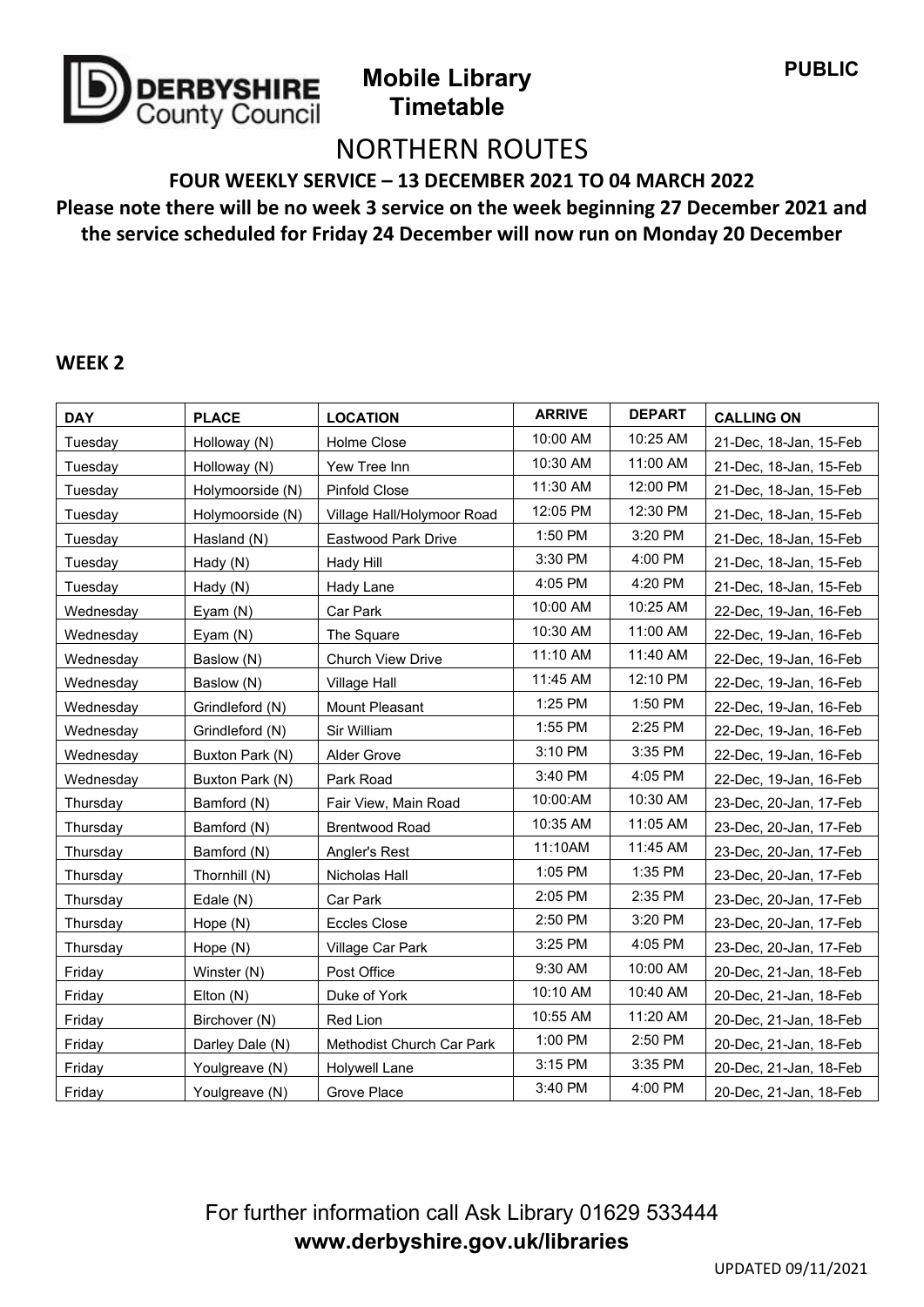PUBLIC

**DERBYSHIRE County Council**

**Mobile Library Timetable**

# NORTHERN ROUTES

### FOUR WEEKLY SERVICE – 13 DECEMBER 2021 TO 04 MARCH 2022

**Please note there will be no week 3 service on the week beginning 27 December 2021 and the service scheduled for Friday 24 December will now run on Monday 20 December**

## WEEK 2

| DAY | PLACE | LOCATION | ARRIVE | DEPART | CALLING ON |
|---|---|---|---|---|---|
| Tuesday | Holloway (N) | Holme Close | 10:00 AM | 10:25 AM | 21-Dec, 18-Jan, 15-Feb |
| Tuesday | Holloway (N) | Yew Tree Inn | 10:30 AM | 11:00 AM | 21-Dec, 18-Jan, 15-Feb |
| Tuesday | Holymoorside (N) | Pinfold Close | 11:30 AM | 12:00 PM | 21-Dec, 18-Jan, 15-Feb |
| Tuesday | Holymoorside (N) | Village Hall/Holymoor Road | 12:05 PM | 12:30 PM | 21-Dec, 18-Jan, 15-Feb |
| Tuesday | Hasland (N) | Eastwood Park Drive | 1:50 PM | 3:20 PM | 21-Dec, 18-Jan, 15-Feb |
| Tuesday | Hady (N) | Hady Hill | 3:30 PM | 4:00 PM | 21-Dec, 18-Jan, 15-Feb |
| Tuesday | Hady (N) | Hady Lane | 4:05 PM | 4:20 PM | 21-Dec, 18-Jan, 15-Feb |
| Wednesday | Eyam (N) | Car Park | 10:00 AM | 10:25 AM | 22-Dec, 19-Jan, 16-Feb |
| Wednesday | Eyam (N) | The Square | 10:30 AM | 11:00 AM | 22-Dec, 19-Jan, 16-Feb |
| Wednesday | Baslow (N) | Church View Drive | 11:10 AM | 11:40 AM | 22-Dec, 19-Jan, 16-Feb |
| Wednesday | Baslow (N) | Village Hall | 11:45 AM | 12:10 PM | 22-Dec, 19-Jan, 16-Feb |
| Wednesday | Grindleford (N) | Mount Pleasant | 1:25 PM | 1:50 PM | 22-Dec, 19-Jan, 16-Feb |
| Wednesday | Grindleford (N) | Sir William | 1:55 PM | 2:25 PM | 22-Dec, 19-Jan, 16-Feb |
| Wednesday | Buxton Park (N) | Alder Grove | 3:10 PM | 3:35 PM | 22-Dec, 19-Jan, 16-Feb |
| Wednesday | Buxton Park (N) | Park Road | 3:40 PM | 4:05 PM | 22-Dec, 19-Jan, 16-Feb |
| Thursday | Bamford (N) | Fair View, Main Road | 10:00:AM | 10:30 AM | 23-Dec, 20-Jan, 17-Feb |
| Thursday | Bamford (N) | Brentwood Road | 10:35 AM | 11:05 AM | 23-Dec, 20-Jan, 17-Feb |
| Thursday | Bamford (N) | Angler's Rest | 11:10AM | 11:45 AM | 23-Dec, 20-Jan, 17-Feb |
| Thursday | Thornhill (N) | Nicholas Hall | 1:05 PM | 1:35 PM | 23-Dec, 20-Jan, 17-Feb |
| Thursday | Edale (N) | Car Park | 2:05 PM | 2:35 PM | 23-Dec, 20-Jan, 17-Feb |
| Thursday | Hope (N) | Eccles Close | 2:50 PM | 3:20 PM | 23-Dec, 20-Jan, 17-Feb |
| Thursday | Hope (N) | Village Car Park | 3:25 PM | 4:05 PM | 23-Dec, 20-Jan, 17-Feb |
| Friday | Winster (N) | Post Office | 9:30 AM | 10:00 AM | 20-Dec, 21-Jan, 18-Feb |
| Friday | Elton (N) | Duke of York | 10:10 AM | 10:40 AM | 20-Dec, 21-Jan, 18-Feb |
| Friday | Birchover (N) | Red Lion | 10:55 AM | 11:20 AM | 20-Dec, 21-Jan, 18-Feb |
| Friday | Darley Dale (N) | Methodist Church Car Park | 1:00 PM | 2:50 PM | 20-Dec, 21-Jan, 18-Feb |
| Friday | Youlgreave (N) | Holywell Lane | 3:15 PM | 3:35 PM | 20-Dec, 21-Jan, 18-Feb |
| Friday | Youlgreave (N) | Grove Place | 3:40 PM | 4:00 PM | 20-Dec, 21-Jan, 18-Feb |

For further information call Ask Library 01629 533444

**www.derbyshire.gov.uk/libraries**

UPDATED 09/11/2021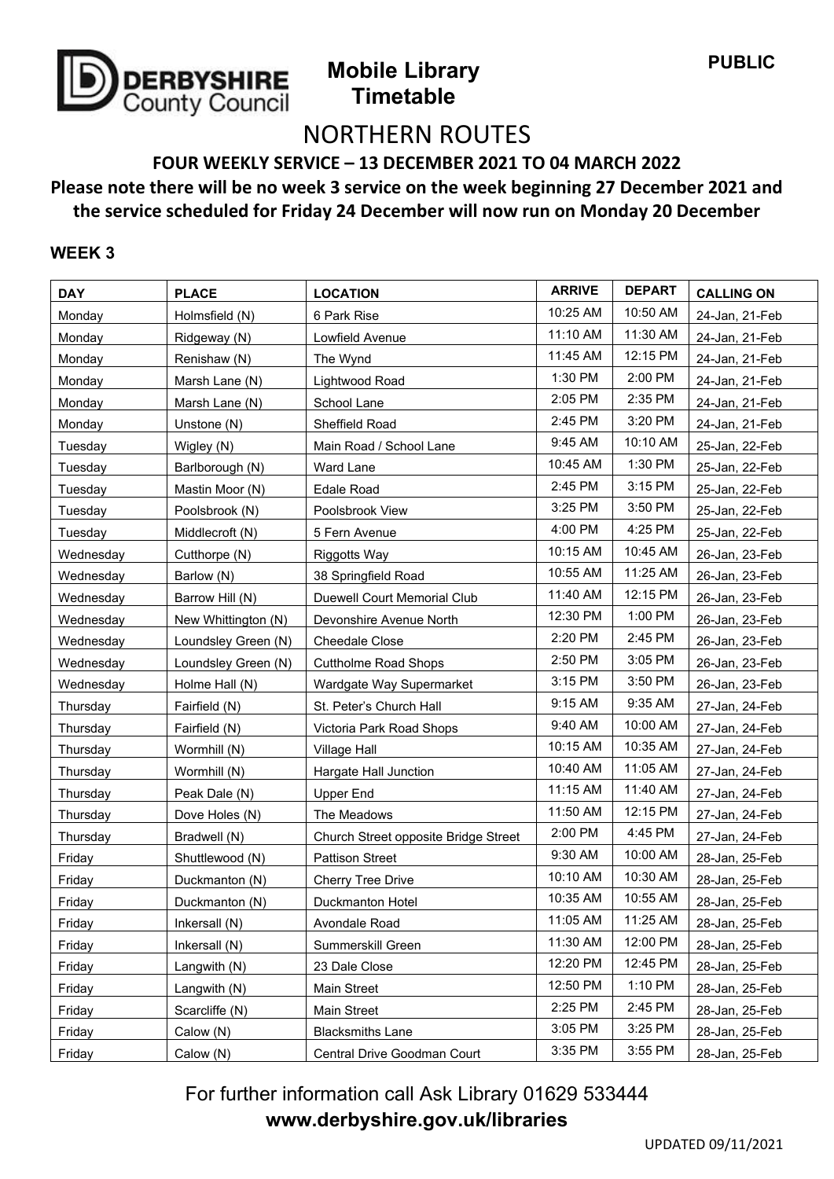**PUBLIC**

**DERBYSHIRE County Council**

# Mobile Library Timetable

## NORTHERN ROUTES

### FOUR WEEKLY SERVICE – 13 DECEMBER 2021 TO 04 MARCH 2022

**Please note there will be no week 3 service on the week beginning 27 December 2021 and the service scheduled for Friday 24 December will now run on Monday 20 December**

### WEEK 3

| DAY | PLACE | LOCATION | ARRIVE | DEPART | CALLING ON |
|---|---|---|---|---|---|
| Monday | Holmsfield (N) | 6 Park Rise | 10:25 AM | 10:50 AM | 24-Jan, 21-Feb |
| Monday | Ridgeway (N) | Lowfield Avenue | 11:10 AM | 11:30 AM | 24-Jan, 21-Feb |
| Monday | Renishaw (N) | The Wynd | 11:45 AM | 12:15 PM | 24-Jan, 21-Feb |
| Monday | Marsh Lane (N) | Lightwood Road | 1:30 PM | 2:00 PM | 24-Jan, 21-Feb |
| Monday | Marsh Lane (N) | School Lane | 2:05 PM | 2:35 PM | 24-Jan, 21-Feb |
| Monday | Unstone (N) | Sheffield Road | 2:45 PM | 3:20 PM | 24-Jan, 21-Feb |
| Tuesday | Wigley (N) | Main Road / School Lane | 9:45 AM | 10:10 AM | 25-Jan, 22-Feb |
| Tuesday | Barlborough (N) | Ward Lane | 10:45 AM | 1:30 PM | 25-Jan, 22-Feb |
| Tuesday | Mastin Moor (N) | Edale Road | 2:45 PM | 3:15 PM | 25-Jan, 22-Feb |
| Tuesday | Poolsbrook (N) | Poolsbrook View | 3:25 PM | 3:50 PM | 25-Jan, 22-Feb |
| Tuesday | Middlecroft (N) | 5 Fern Avenue | 4:00 PM | 4:25 PM | 25-Jan, 22-Feb |
| Wednesday | Cutthorpe (N) | Riggotts Way | 10:15 AM | 10:45 AM | 26-Jan, 23-Feb |
| Wednesday | Barlow (N) | 38 Springfield Road | 10:55 AM | 11:25 AM | 26-Jan, 23-Feb |
| Wednesday | Barrow Hill (N) | Duewell Court Memorial Club | 11:40 AM | 12:15 PM | 26-Jan, 23-Feb |
| Wednesday | New Whittington (N) | Devonshire Avenue North | 12:30 PM | 1:00 PM | 26-Jan, 23-Feb |
| Wednesday | Loundsley Green (N) | Cheedale Close | 2:20 PM | 2:45 PM | 26-Jan, 23-Feb |
| Wednesday | Loundsley Green (N) | Cuttholme Road Shops | 2:50 PM | 3:05 PM | 26-Jan, 23-Feb |
| Wednesday | Holme Hall (N) | Wardgate Way Supermarket | 3:15 PM | 3:50 PM | 26-Jan, 23-Feb |
| Thursday | Fairfield (N) | St. Peter's Church Hall | 9:15 AM | 9:35 AM | 27-Jan, 24-Feb |
| Thursday | Fairfield (N) | Victoria Park Road Shops | 9:40 AM | 10:00 AM | 27-Jan, 24-Feb |
| Thursday | Wormhill (N) | Village Hall | 10:15 AM | 10:35 AM | 27-Jan, 24-Feb |
| Thursday | Wormhill (N) | Hargate Hall Junction | 10:40 AM | 11:05 AM | 27-Jan, 24-Feb |
| Thursday | Peak Dale (N) | Upper End | 11:15 AM | 11:40 AM | 27-Jan, 24-Feb |
| Thursday | Dove Holes (N) | The Meadows | 11:50 AM | 12:15 PM | 27-Jan, 24-Feb |
| Thursday | Bradwell (N) | Church Street opposite Bridge Street | 2:00 PM | 4:45 PM | 27-Jan, 24-Feb |
| Friday | Shuttlewood (N) | Pattison Street | 9:30 AM | 10:00 AM | 28-Jan, 25-Feb |
| Friday | Duckmanton (N) | Cherry Tree Drive | 10:10 AM | 10:30 AM | 28-Jan, 25-Feb |
| Friday | Duckmanton (N) | Duckmanton Hotel | 10:35 AM | 10:55 AM | 28-Jan, 25-Feb |
| Friday | Inkersall (N) | Avondale Road | 11:05 AM | 11:25 AM | 28-Jan, 25-Feb |
| Friday | Inkersall (N) | Summerskill Green | 11:30 AM | 12:00 PM | 28-Jan, 25-Feb |
| Friday | Langwith (N) | 23 Dale Close | 12:20 PM | 12:45 PM | 28-Jan, 25-Feb |
| Friday | Langwith (N) | Main Street | 12:50 PM | 1:10 PM | 28-Jan, 25-Feb |
| Friday | Scarcliffe (N) | Main Street | 2:25 PM | 2:45 PM | 28-Jan, 25-Feb |
| Friday | Calow (N) | Blacksmiths Lane | 3:05 PM | 3:25 PM | 28-Jan, 25-Feb |
| Friday | Calow (N) | Central Drive Goodman Court | 3:35 PM | 3:55 PM | 28-Jan, 25-Feb |

For further information call Ask Library 01629 533444

**www.derbyshire.gov.uk/libraries**

UPDATED 09/11/2021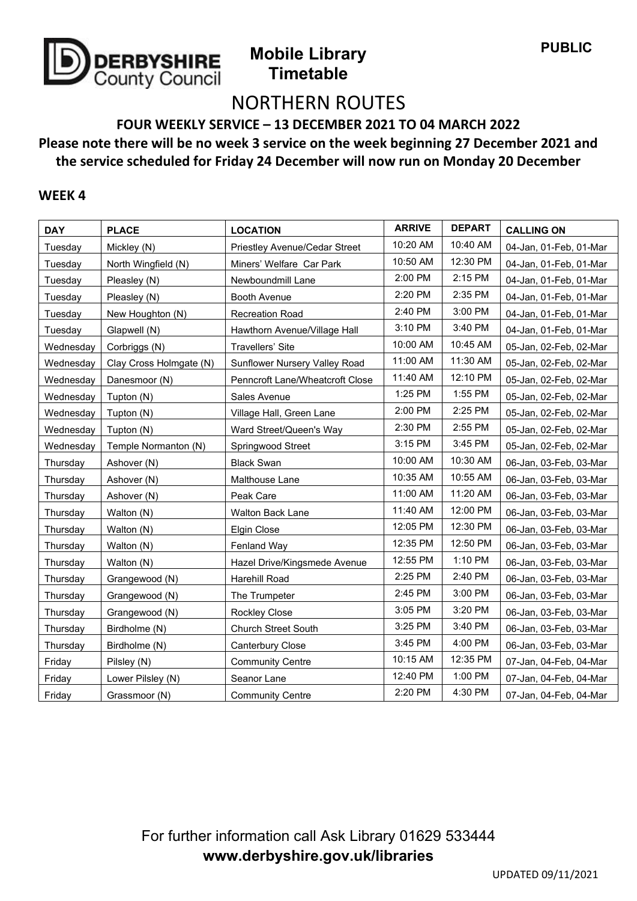PUBLIC

**DERBYSHIRE County Council**

**Mobile Library Timetable**

# NORTHERN ROUTES

**FOUR WEEKLY SERVICE – 13 DECEMBER 2021 TO 04 MARCH 2022**

**Please note there will be no week 3 service on the week beginning 27 December 2021 and the service scheduled for Friday 24 December will now run on Monday 20 December**

## WEEK 4

| DAY | PLACE | LOCATION | ARRIVE | DEPART | CALLING ON |
|---|---|---|---|---|---|
| Tuesday | Mickley (N) | Priestley Avenue/Cedar Street | 10:20 AM | 10:40 AM | 04-Jan, 01-Feb, 01-Mar |
| Tuesday | North Wingfield (N) | Miners' Welfare Car Park | 10:50 AM | 12:30 PM | 04-Jan, 01-Feb, 01-Mar |
| Tuesday | Pleasley (N) | Newboundmill Lane | 2:00 PM | 2:15 PM | 04-Jan, 01-Feb, 01-Mar |
| Tuesday | Pleasley (N) | Booth Avenue | 2:20 PM | 2:35 PM | 04-Jan, 01-Feb, 01-Mar |
| Tuesday | New Houghton (N) | Recreation Road | 2:40 PM | 3:00 PM | 04-Jan, 01-Feb, 01-Mar |
| Tuesday | Glapwell (N) | Hawthorn Avenue/Village Hall | 3:10 PM | 3:40 PM | 04-Jan, 01-Feb, 01-Mar |
| Wednesday | Corbriggs (N) | Travellers' Site | 10:00 AM | 10:45 AM | 05-Jan, 02-Feb, 02-Mar |
| Wednesday | Clay Cross Holmgate (N) | Sunflower Nursery Valley Road | 11:00 AM | 11:30 AM | 05-Jan, 02-Feb, 02-Mar |
| Wednesday | Danesmoor (N) | Penncroft Lane/Wheatcroft Close | 11:40 AM | 12:10 PM | 05-Jan, 02-Feb, 02-Mar |
| Wednesday | Tupton (N) | Sales Avenue | 1:25 PM | 1:55 PM | 05-Jan, 02-Feb, 02-Mar |
| Wednesday | Tupton (N) | Village Hall, Green Lane | 2:00 PM | 2:25 PM | 05-Jan, 02-Feb, 02-Mar |
| Wednesday | Tupton (N) | Ward Street/Queen's Way | 2:30 PM | 2:55 PM | 05-Jan, 02-Feb, 02-Mar |
| Wednesday | Temple Normanton (N) | Springwood Street | 3:15 PM | 3:45 PM | 05-Jan, 02-Feb, 02-Mar |
| Thursday | Ashover (N) | Black Swan | 10:00 AM | 10:30 AM | 06-Jan, 03-Feb, 03-Mar |
| Thursday | Ashover (N) | Malthouse Lane | 10:35 AM | 10:55 AM | 06-Jan, 03-Feb, 03-Mar |
| Thursday | Ashover (N) | Peak Care | 11:00 AM | 11:20 AM | 06-Jan, 03-Feb, 03-Mar |
| Thursday | Walton (N) | Walton Back Lane | 11:40 AM | 12:00 PM | 06-Jan, 03-Feb, 03-Mar |
| Thursday | Walton (N) | Elgin Close | 12:05 PM | 12:30 PM | 06-Jan, 03-Feb, 03-Mar |
| Thursday | Walton (N) | Fenland Way | 12:35 PM | 12:50 PM | 06-Jan, 03-Feb, 03-Mar |
| Thursday | Walton (N) | Hazel Drive/Kingsmede Avenue | 12:55 PM | 1:10 PM | 06-Jan, 03-Feb, 03-Mar |
| Thursday | Grangewood (N) | Harehill Road | 2:25 PM | 2:40 PM | 06-Jan, 03-Feb, 03-Mar |
| Thursday | Grangewood (N) | The Trumpeter | 2:45 PM | 3:00 PM | 06-Jan, 03-Feb, 03-Mar |
| Thursday | Grangewood (N) | Rockley Close | 3:05 PM | 3:20 PM | 06-Jan, 03-Feb, 03-Mar |
| Thursday | Birdholme (N) | Church Street South | 3:25 PM | 3:40 PM | 06-Jan, 03-Feb, 03-Mar |
| Thursday | Birdholme (N) | Canterbury Close | 3:45 PM | 4:00 PM | 06-Jan, 03-Feb, 03-Mar |
| Friday | Pilsley (N) | Community Centre | 10:15 AM | 12:35 PM | 07-Jan, 04-Feb, 04-Mar |
| Friday | Lower Pilsley (N) | Seanor Lane | 12:40 PM | 1:00 PM | 07-Jan, 04-Feb, 04-Mar |
| Friday | Grassmoor (N) | Community Centre | 2:20 PM | 4:30 PM | 07-Jan, 04-Feb, 04-Mar |

For further information call Ask Library 01629 533444

**www.derbyshire.gov.uk/libraries**

UPDATED 09/11/2021